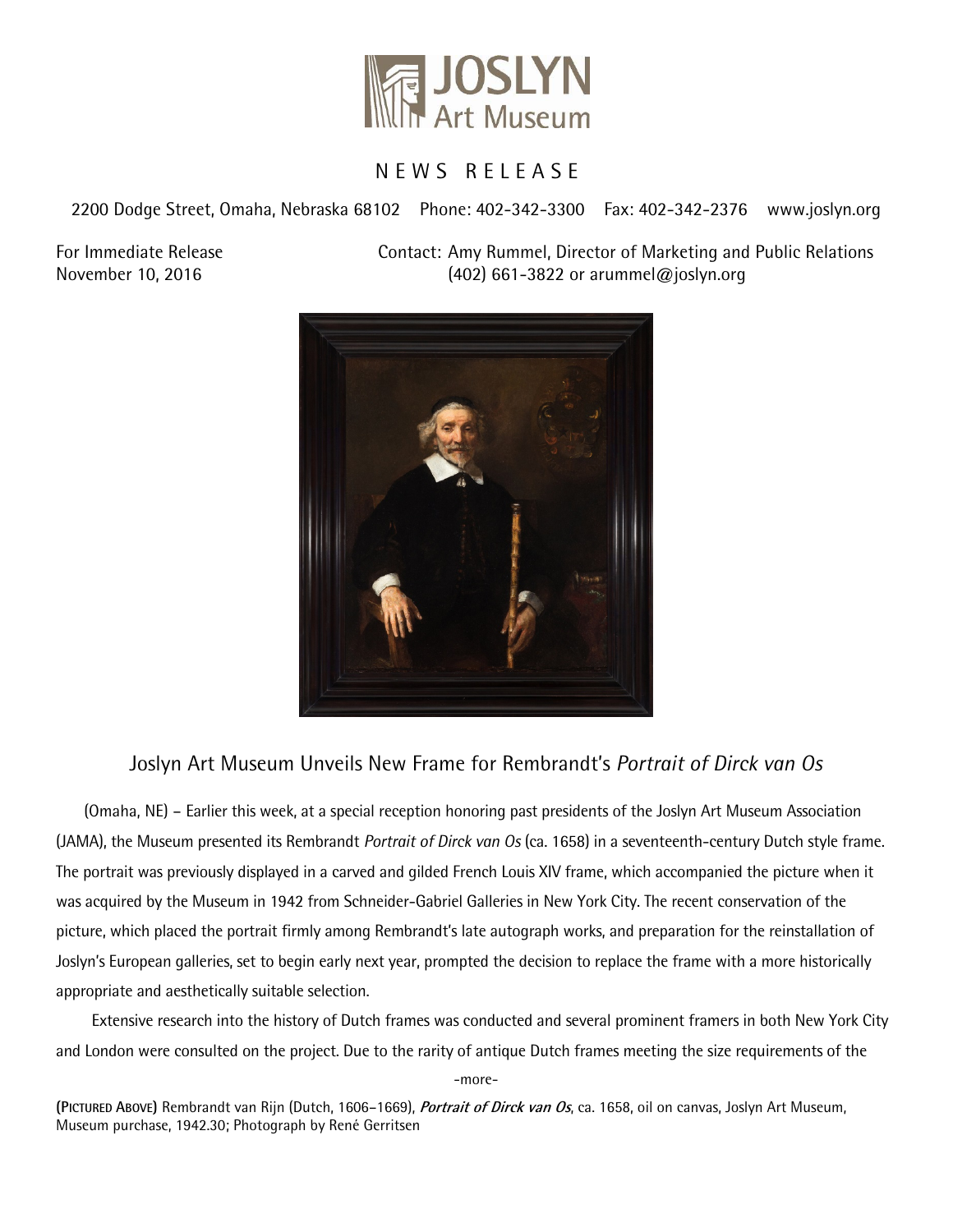JOSLYN Art Museum

NEWS RELEASE

2200 Dodge Street, Omaha, Nebraska 68102 Phone: 402-342-3300 Fax: 402-342-2376 www.joslyn.org

For Immediate Release
November 10, 2016

Contact: Amy Rummel, Director of Marketing and Public Relations
(402) 661-3822 or arummel@joslyn.org

# Joslyn Art Museum Unveils New Frame for Rembrandt's *Portrait of Dirck van Os*

(Omaha, NE) – Earlier this week, at a special reception honoring past presidents of the Joslyn Art Museum Association (JAMA), the Museum presented its Rembrandt *Portrait of Dirck van Os* (ca. 1658) in a seventeenth-century Dutch style frame. The portrait was previously displayed in a carved and gilded French Louis XIV frame, which accompanied the picture when it was acquired by the Museum in 1942 from Schneider-Gabriel Galleries in New York City. The recent conservation of the picture, which placed the portrait firmly among Rembrandt's late autograph works, and preparation for the reinstallation of Joslyn's European galleries, set to begin early next year, prompted the decision to replace the frame with a more historically appropriate and aesthetically suitable selection.

Extensive research into the history of Dutch frames was conducted and several prominent framers in both New York City and London were consulted on the project. Due to the rarity of antique Dutch frames meeting the size requirements of the

-more-

**(Pictured Above)** Rembrandt van Rijn (Dutch, 1606–1669), ***Portrait of Dirck van Os***, ca. 1658, oil on canvas, Joslyn Art Museum, Museum purchase, 1942.30; Photograph by René Gerritsen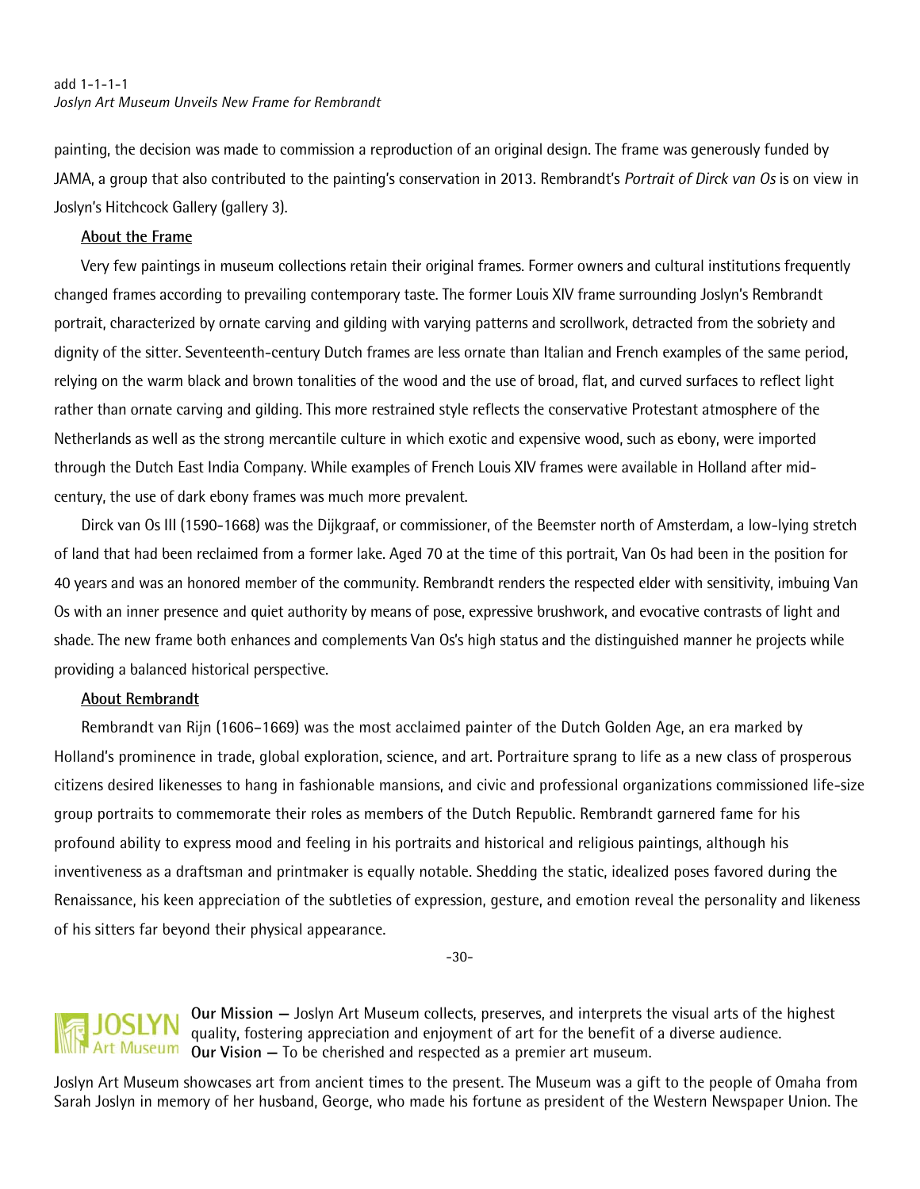painting, the decision was made to commission a reproduction of an original design. The frame was generously funded by JAMA, a group that also contributed to the painting's conservation in 2013. Rembrandt's *Portrait of Dirck van Os* is on view in Joslyn's Hitchcock Gallery (gallery 3).

**About the Frame**

Very few paintings in museum collections retain their original frames. Former owners and cultural institutions frequently changed frames according to prevailing contemporary taste. The former Louis XIV frame surrounding Joslyn's Rembrandt portrait, characterized by ornate carving and gilding with varying patterns and scrollwork, detracted from the sobriety and dignity of the sitter. Seventeenth-century Dutch frames are less ornate than Italian and French examples of the same period, relying on the warm black and brown tonalities of the wood and the use of broad, flat, and curved surfaces to reflect light rather than ornate carving and gilding. This more restrained style reflects the conservative Protestant atmosphere of the Netherlands as well as the strong mercantile culture in which exotic and expensive wood, such as ebony, were imported through the Dutch East India Company. While examples of French Louis XIV frames were available in Holland after mid-century, the use of dark ebony frames was much more prevalent.

Dirck van Os III (1590-1668) was the Dijkgraaf, or commissioner, of the Beemster north of Amsterdam, a low-lying stretch of land that had been reclaimed from a former lake. Aged 70 at the time of this portrait, Van Os had been in the position for 40 years and was an honored member of the community. Rembrandt renders the respected elder with sensitivity, imbuing Van Os with an inner presence and quiet authority by means of pose, expressive brushwork, and evocative contrasts of light and shade. The new frame both enhances and complements Van Os's high status and the distinguished manner he projects while providing a balanced historical perspective.

**About Rembrandt**

Rembrandt van Rijn (1606–1669) was the most acclaimed painter of the Dutch Golden Age, an era marked by Holland's prominence in trade, global exploration, science, and art. Portraiture sprang to life as a new class of prosperous citizens desired likenesses to hang in fashionable mansions, and civic and professional organizations commissioned life-size group portraits to commemorate their roles as members of the Dutch Republic. Rembrandt garnered fame for his profound ability to express mood and feeling in his portraits and historical and religious paintings, although his inventiveness as a draftsman and printmaker is equally notable. Shedding the static, idealized poses favored during the Renaissance, his keen appreciation of the subtleties of expression, gesture, and emotion reveal the personality and likeness of his sitters far beyond their physical appearance.

-30-

JOSLYN Art Museum

**Our Mission —** Joslyn Art Museum collects, preserves, and interprets the visual arts of the highest quality, fostering appreciation and enjoyment of art for the benefit of a diverse audience.
**Our Vision —** To be cherished and respected as a premier art museum.

Joslyn Art Museum showcases art from ancient times to the present. The Museum was a gift to the people of Omaha from Sarah Joslyn in memory of her husband, George, who made his fortune as president of the Western Newspaper Union. The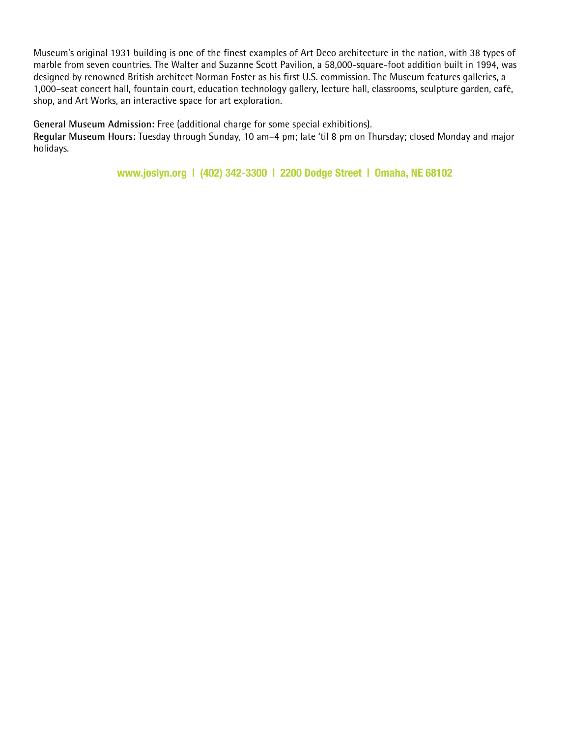Museum's original 1931 building is one of the finest examples of Art Deco architecture in the nation, with 38 types of marble from seven countries. The Walter and Suzanne Scott Pavilion, a 58,000-square-foot addition built in 1994, was designed by renowned British architect Norman Foster as his first U.S. commission. The Museum features galleries, a 1,000–seat concert hall, fountain court, education technology gallery, lecture hall, classrooms, sculpture garden, café, shop, and Art Works, an interactive space for art exploration.

**General Museum Admission:** Free (additional charge for some special exhibitions).
**Regular Museum Hours:** Tuesday through Sunday, 10 am–4 pm; late 'til 8 pm on Thursday; closed Monday and major holidays.

**www.joslyn.org | (402) 342-3300 | 2200 Dodge Street | Omaha, NE 68102**